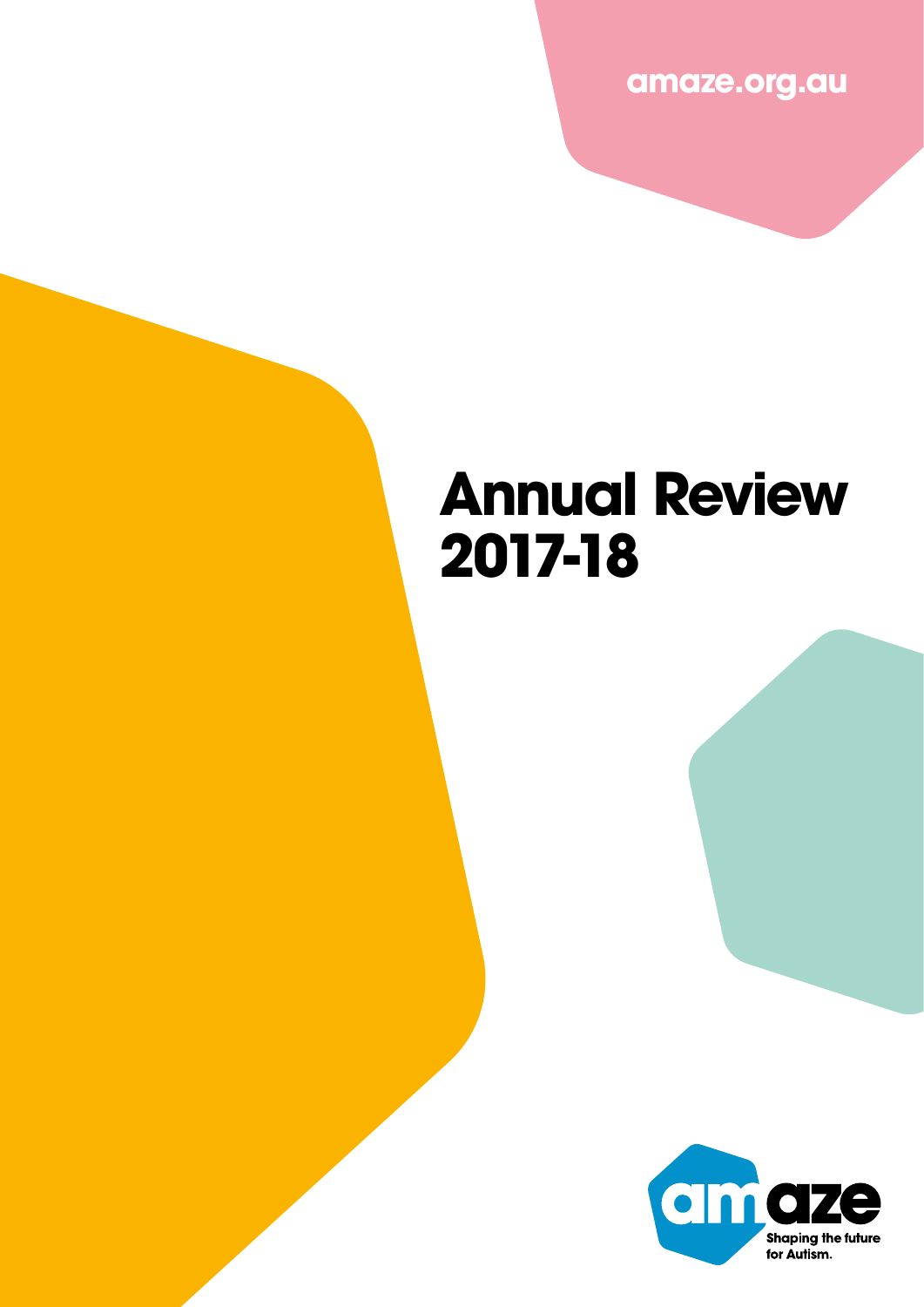amaze.org.au

# Annual Review 2017-18

amaze

Shaping the future for Autism.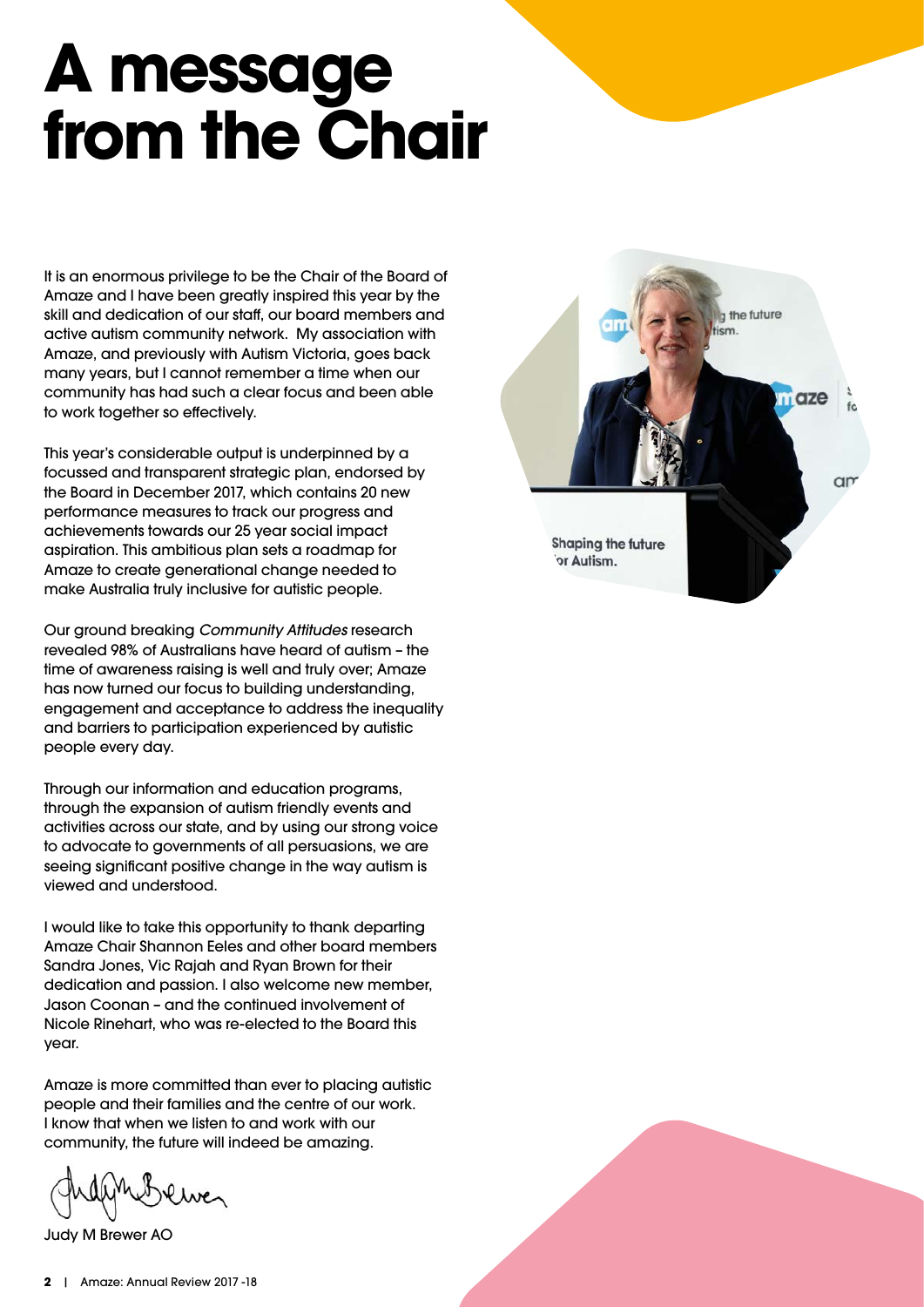# A message from the Chair

It is an enormous privilege to be the Chair of the Board of Amaze and I have been greatly inspired this year by the skill and dedication of our staff, our board members and active autism community network. My association with Amaze, and previously with Autism Victoria, goes back many years, but I cannot remember a time when our community has had such a clear focus and been able to work together so effectively.

This year's considerable output is underpinned by a focussed and transparent strategic plan, endorsed by the Board in December 2017, which contains 20 new performance measures to track our progress and achievements towards our 25 year social impact aspiration. This ambitious plan sets a roadmap for Amaze to create generational change needed to make Australia truly inclusive for autistic people.

Our ground breaking *Community Attitudes* research revealed 98% of Australians have heard of autism – the time of awareness raising is well and truly over; Amaze has now turned our focus to building understanding, engagement and acceptance to address the inequality and barriers to participation experienced by autistic people every day.

Through our information and education programs, through the expansion of autism friendly events and activities across our state, and by using our strong voice to advocate to governments of all persuasions, we are seeing significant positive change in the way autism is viewed and understood.

I would like to take this opportunity to thank departing Amaze Chair Shannon Eeles and other board members Sandra Jones, Vic Rajah and Ryan Brown for their dedication and passion. I also welcome new member, Jason Coonan – and the continued involvement of Nicole Rinehart, who was re-elected to the Board this year.

Amaze is more committed than ever to placing autistic people and their families and the centre of our work. I know that when we listen to and work with our community, the future will indeed be amazing.

Judy M Brewer AO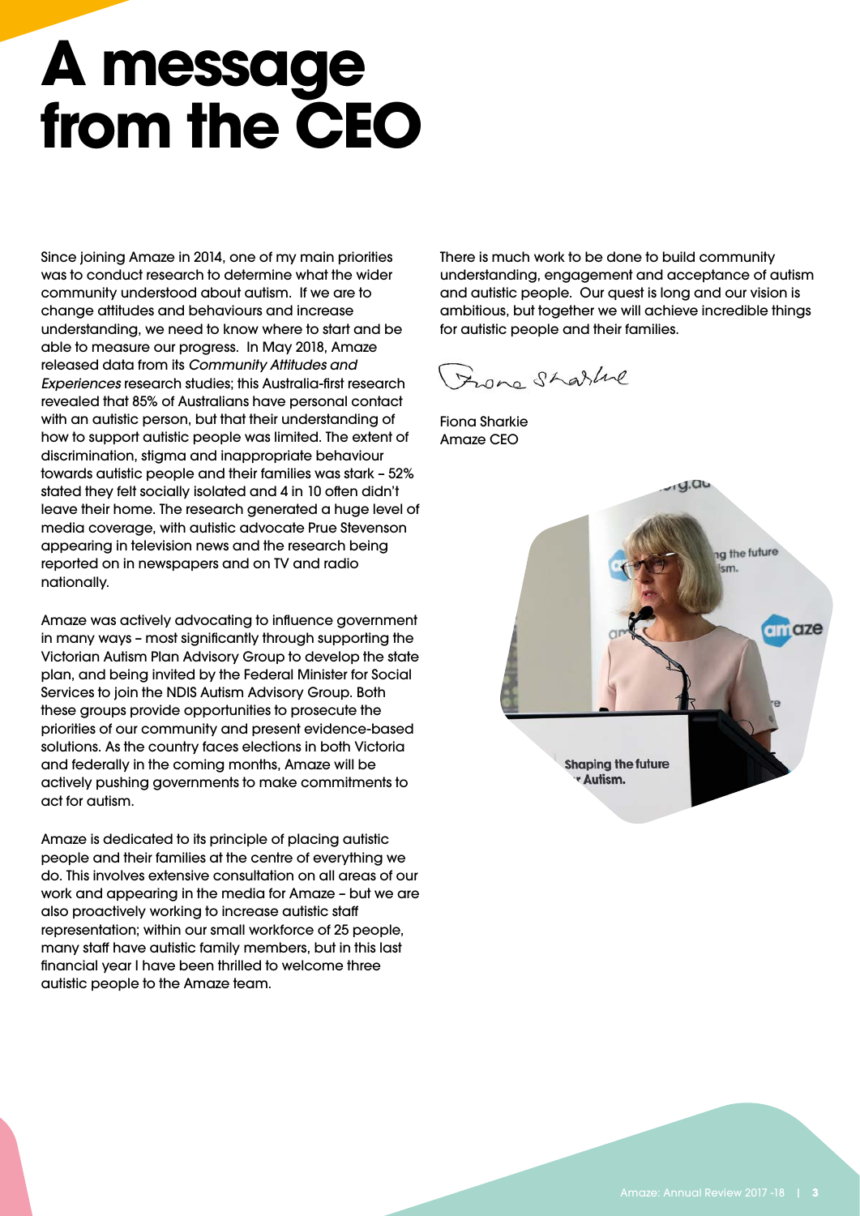# A message from the CEO

Since joining Amaze in 2014, one of my main priorities was to conduct research to determine what the wider community understood about autism. If we are to change attitudes and behaviours and increase understanding, we need to know where to start and be able to measure our progress. In May 2018, Amaze released data from its *Community Attitudes and Experiences* research studies; this Australia-first research revealed that 85% of Australians have personal contact with an autistic person, but that their understanding of how to support autistic people was limited. The extent of discrimination, stigma and inappropriate behaviour towards autistic people and their families was stark – 52% stated they felt socially isolated and 4 in 10 often didn't leave their home. The research generated a huge level of media coverage, with autistic advocate Prue Stevenson appearing in television news and the research being reported on in newspapers and on TV and radio nationally.

Amaze was actively advocating to influence government in many ways – most significantly through supporting the Victorian Autism Plan Advisory Group to develop the state plan, and being invited by the Federal Minister for Social Services to join the NDIS Autism Advisory Group. Both these groups provide opportunities to prosecute the priorities of our community and present evidence-based solutions. As the country faces elections in both Victoria and federally in the coming months, Amaze will be actively pushing governments to make commitments to act for autism.

Amaze is dedicated to its principle of placing autistic people and their families at the centre of everything we do. This involves extensive consultation on all areas of our work and appearing in the media for Amaze – but we are also proactively working to increase autistic staff representation; within our small workforce of 25 people, many staff have autistic family members, but in this last financial year I have been thrilled to welcome three autistic people to the Amaze team.

There is much work to be done to build community understanding, engagement and acceptance of autism and autistic people. Our quest is long and our vision is ambitious, but together we will achieve incredible things for autistic people and their families.

Fiona Sharkie
Amaze CEO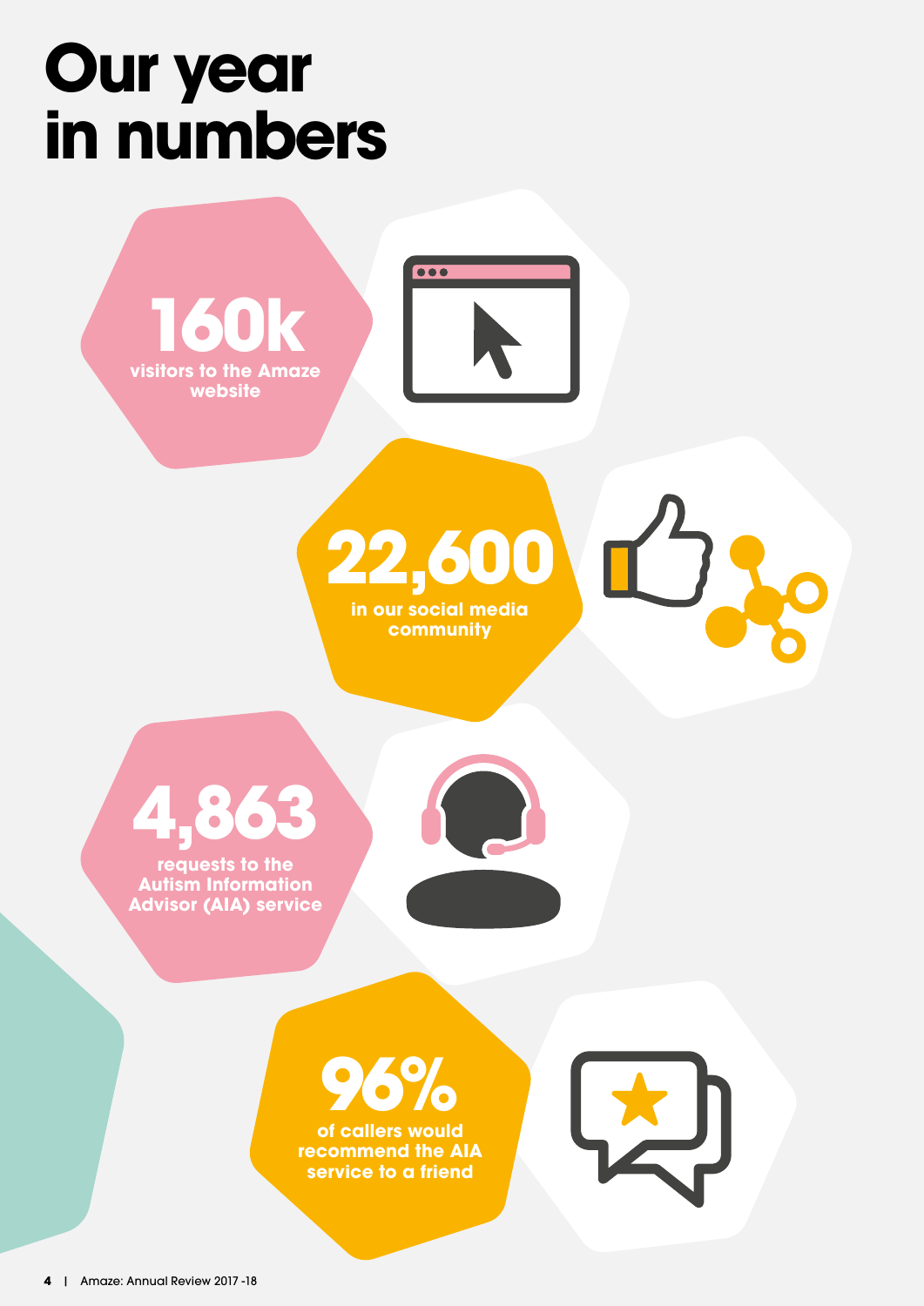# Our year in numbers

**160k**
visitors to the Amaze website

**22,600**
in our social media community

**4,863**
requests to the Autism Information Advisor (AIA) service

**96%**
of callers would recommend the AIA service to a friend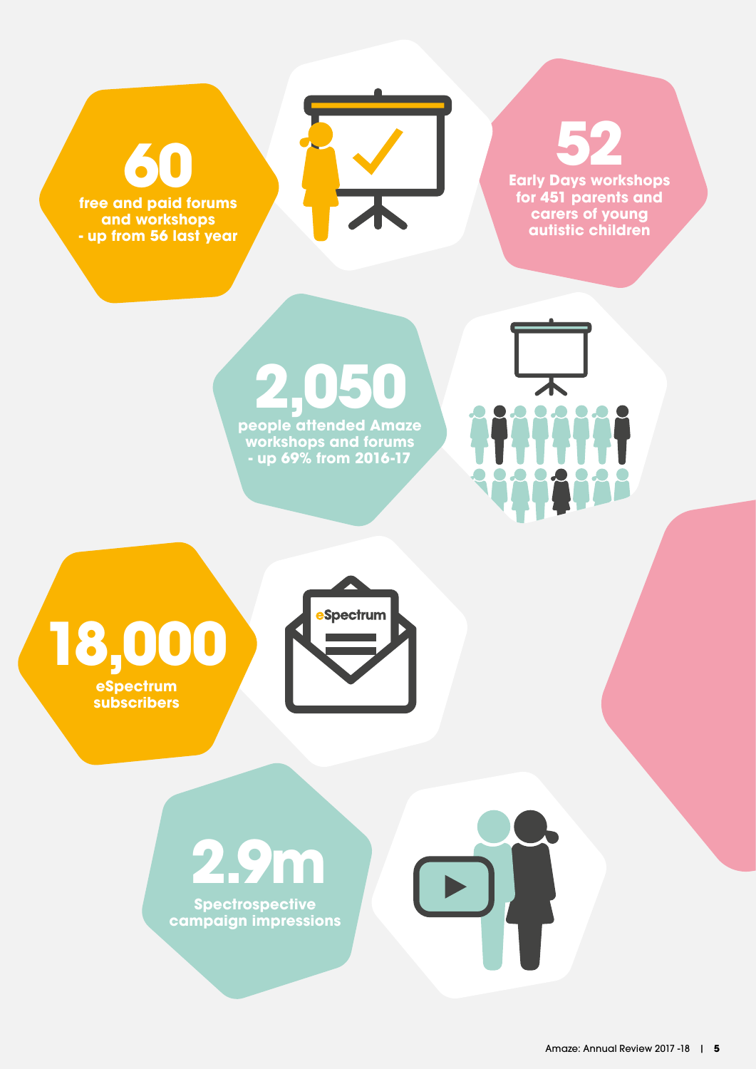**60**
free and paid forums and workshops - up from 56 last year

**52**
Early Days workshops for 451 parents and carers of young autistic children

**2,050**
people attended Amaze workshops and forums - up 69% from 2016-17

**18,000**
eSpectrum subscribers

**2.9m**
Spectrospective campaign impressions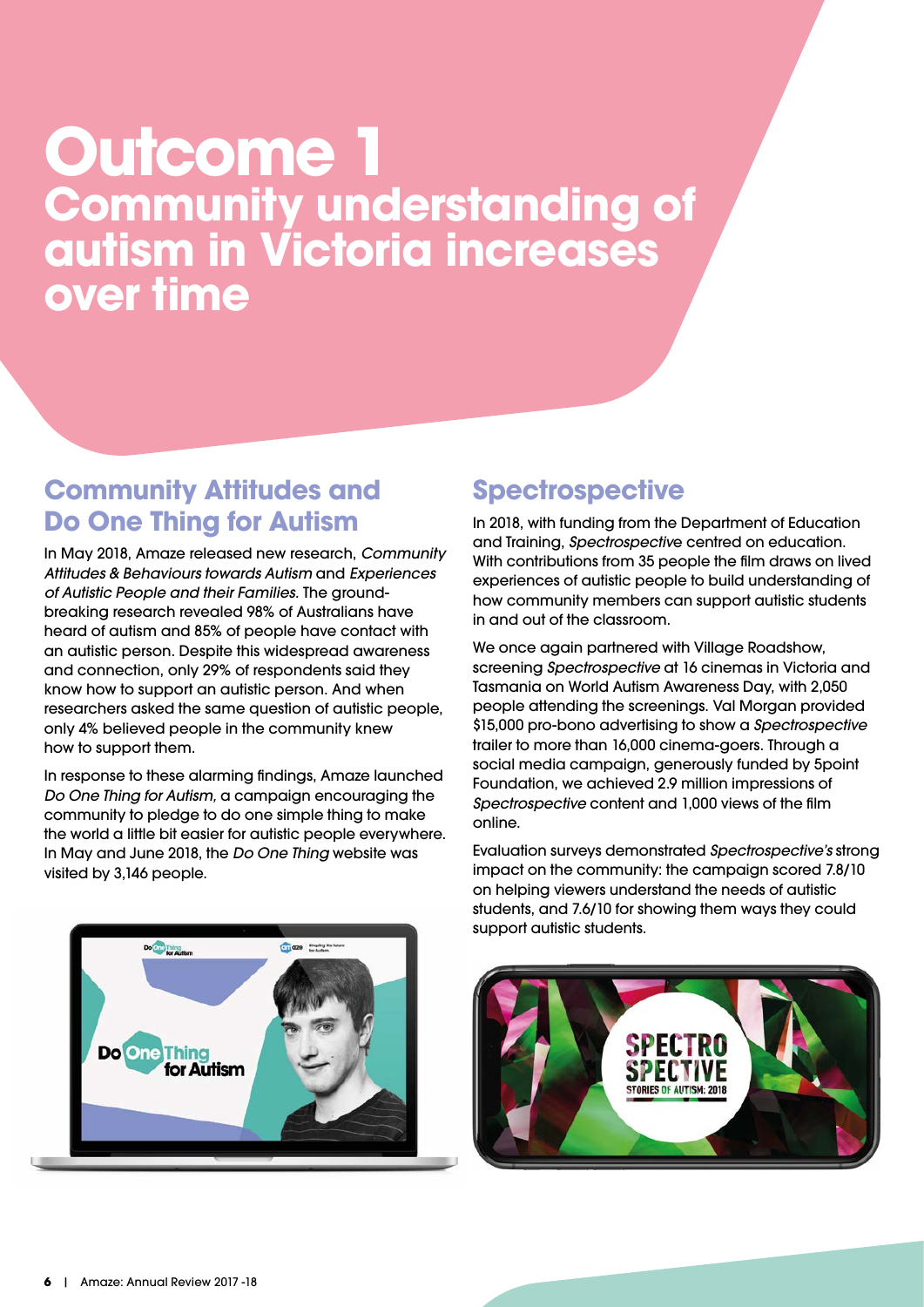# Outcome 1
## Community understanding of autism in Victoria increases over time

### Community Attitudes and Do One Thing for Autism

In May 2018, Amaze released new research, *Community Attitudes & Behaviours towards Autism* and *Experiences of Autistic People and their Families.* The ground-breaking research revealed 98% of Australians have heard of autism and 85% of people have contact with an autistic person. Despite this widespread awareness and connection, only 29% of respondents said they know how to support an autistic person. And when researchers asked the same question of autistic people, only 4% believed people in the community knew how to support them.

In response to these alarming findings, Amaze launched *Do One Thing for Autism,* a campaign encouraging the community to pledge to do one simple thing to make the world a little bit easier for autistic people everywhere. In May and June 2018, the *Do One Thing* website was visited by 3,146 people.

### Spectrospective

In 2018, with funding from the Department of Education and Training, *Spectrospective* centred on education. With contributions from 35 people the film draws on lived experiences of autistic people to build understanding of how community members can support autistic students in and out of the classroom.

We once again partnered with Village Roadshow, screening *Spectrospective* at 16 cinemas in Victoria and Tasmania on World Autism Awareness Day, with 2,050 people attending the screenings. Val Morgan provided $15,000 pro-bono advertising to show a *Spectrospective* trailer to more than 16,000 cinema-goers. Through a social media campaign, generously funded by 5point Foundation, we achieved 2.9 million impressions of *Spectrospective* content and 1,000 views of the film online.

Evaluation surveys demonstrated *Spectrospective's* strong impact on the community: the campaign scored 7.8/10 on helping viewers understand the needs of autistic students, and 7.6/10 for showing them ways they could support autistic students.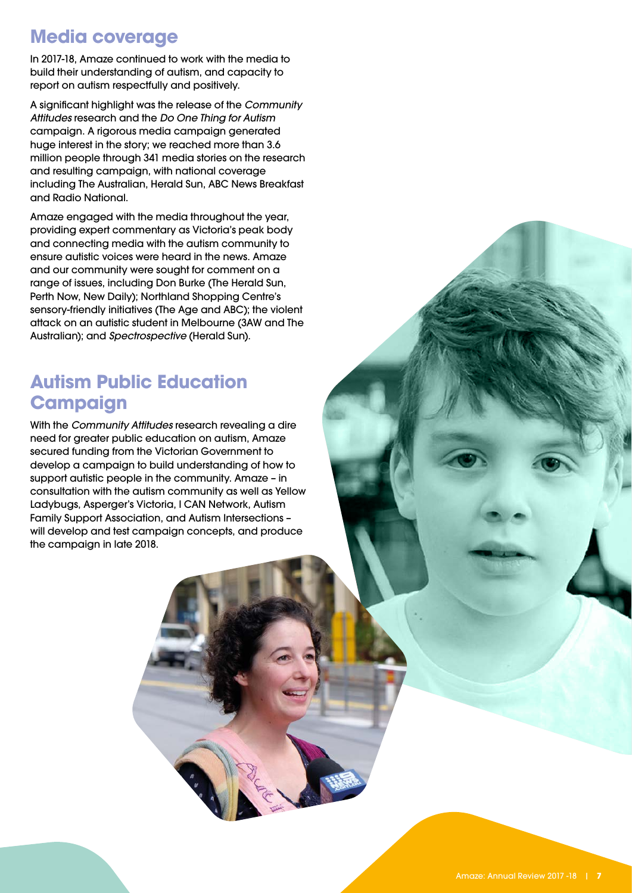## Media coverage

In 2017-18, Amaze continued to work with the media to build their understanding of autism, and capacity to report on autism respectfully and positively.

A significant highlight was the release of the *Community Attitudes* research and the *Do One Thing for Autism* campaign. A rigorous media campaign generated huge interest in the story; we reached more than 3.6 million people through 341 media stories on the research and resulting campaign, with national coverage including The Australian, Herald Sun, ABC News Breakfast and Radio National.

Amaze engaged with the media throughout the year, providing expert commentary as Victoria's peak body and connecting media with the autism community to ensure autistic voices were heard in the news. Amaze and our community were sought for comment on a range of issues, including Don Burke (The Herald Sun, Perth Now, New Daily); Northland Shopping Centre's sensory-friendly initiatives (The Age and ABC); the violent attack on an autistic student in Melbourne (3AW and The Australian); and *Spectrospective* (Herald Sun).

## Autism Public Education Campaign

With the *Community Attitudes* research revealing a dire need for greater public education on autism, Amaze secured funding from the Victorian Government to develop a campaign to build understanding of how to support autistic people in the community. Amaze – in consultation with the autism community as well as Yellow Ladybugs, Asperger's Victoria, I CAN Network, Autism Family Support Association, and Autism Intersections – will develop and test campaign concepts, and produce the campaign in late 2018.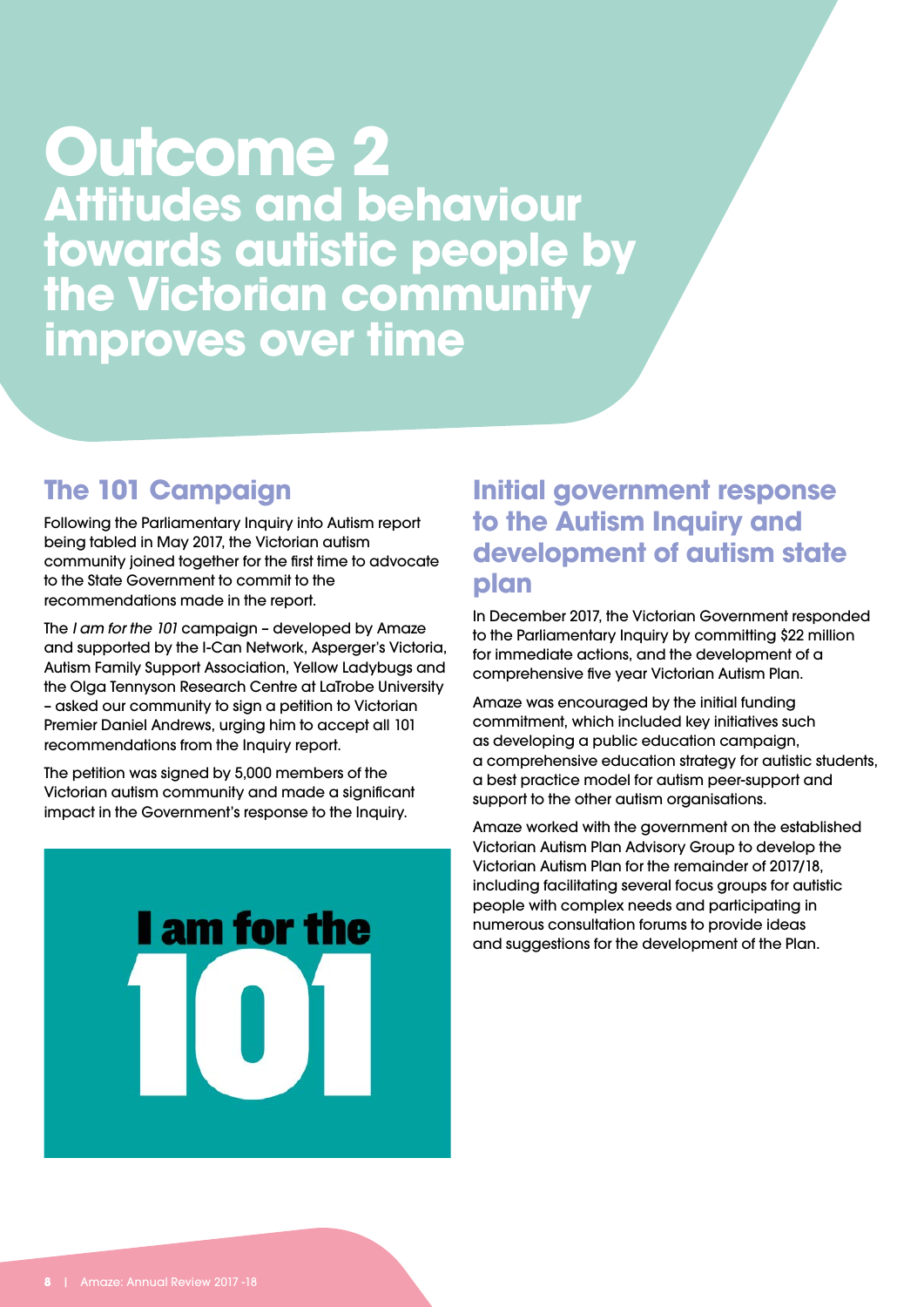# Outcome 2

## Attitudes and behaviour towards autistic people by the Victorian community improves over time

### The 101 Campaign

Following the Parliamentary Inquiry into Autism report being tabled in May 2017, the Victorian autism community joined together for the first time to advocate to the State Government to commit to the recommendations made in the report.

The *I am for the 101* campaign – developed by Amaze and supported by the I-Can Network, Asperger's Victoria, Autism Family Support Association, Yellow Ladybugs and the Olga Tennyson Research Centre at LaTrobe University – asked our community to sign a petition to Victorian Premier Daniel Andrews, urging him to accept all 101 recommendations from the Inquiry report.

The petition was signed by 5,000 members of the Victorian autism community and made a significant impact in the Government's response to the Inquiry.

I am for the 101

### Initial government response to the Autism Inquiry and development of autism state plan

In December 2017, the Victorian Government responded to the Parliamentary Inquiry by committing $22 million for immediate actions, and the development of a comprehensive five year Victorian Autism Plan.

Amaze was encouraged by the initial funding commitment, which included key initiatives such as developing a public education campaign, a comprehensive education strategy for autistic students, a best practice model for autism peer-support and support to the other autism organisations.

Amaze worked with the government on the established Victorian Autism Plan Advisory Group to develop the Victorian Autism Plan for the remainder of 2017/18, including facilitating several focus groups for autistic people with complex needs and participating in numerous consultation forums to provide ideas and suggestions for the development of the Plan.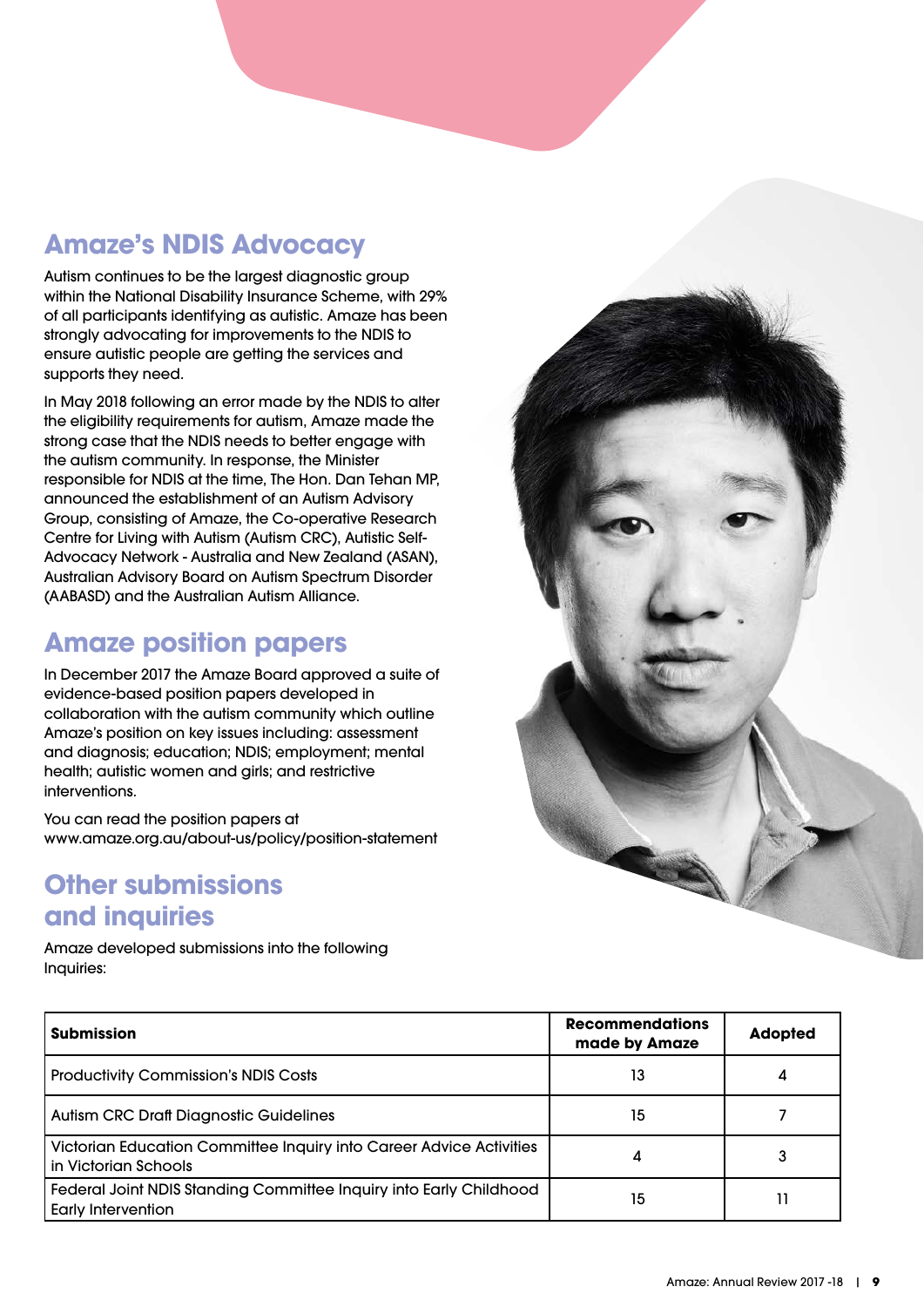## Amaze's NDIS Advocacy

Autism continues to be the largest diagnostic group within the National Disability Insurance Scheme, with 29% of all participants identifying as autistic. Amaze has been strongly advocating for improvements to the NDIS to ensure autistic people are getting the services and supports they need.

In May 2018 following an error made by the NDIS to alter the eligibility requirements for autism, Amaze made the strong case that the NDIS needs to better engage with the autism community. In response, the Minister responsible for NDIS at the time, The Hon. Dan Tehan MP, announced the establishment of an Autism Advisory Group, consisting of Amaze, the Co-operative Research Centre for Living with Autism (Autism CRC), Autistic Self-Advocacy Network - Australia and New Zealand (ASAN), Australian Advisory Board on Autism Spectrum Disorder (AABASD) and the Australian Autism Alliance.

## Amaze position papers

In December 2017 the Amaze Board approved a suite of evidence-based position papers developed in collaboration with the autism community which outline Amaze's position on key issues including: assessment and diagnosis; education; NDIS; employment; mental health; autistic women and girls; and restrictive interventions.

You can read the position papers at www.amaze.org.au/about-us/policy/position-statement

## Other submissions and inquiries

Amaze developed submissions into the following Inquiries:

| Submission | Recommendations made by Amaze | Adopted |
|---|---|---|
| Productivity Commission's NDIS Costs | 13 | 4 |
| Autism CRC Draft Diagnostic Guidelines | 15 | 7 |
| Victorian Education Committee Inquiry into Career Advice Activities in Victorian Schools | 4 | 3 |
| Federal Joint NDIS Standing Committee Inquiry into Early Childhood Early Intervention | 15 | 11 |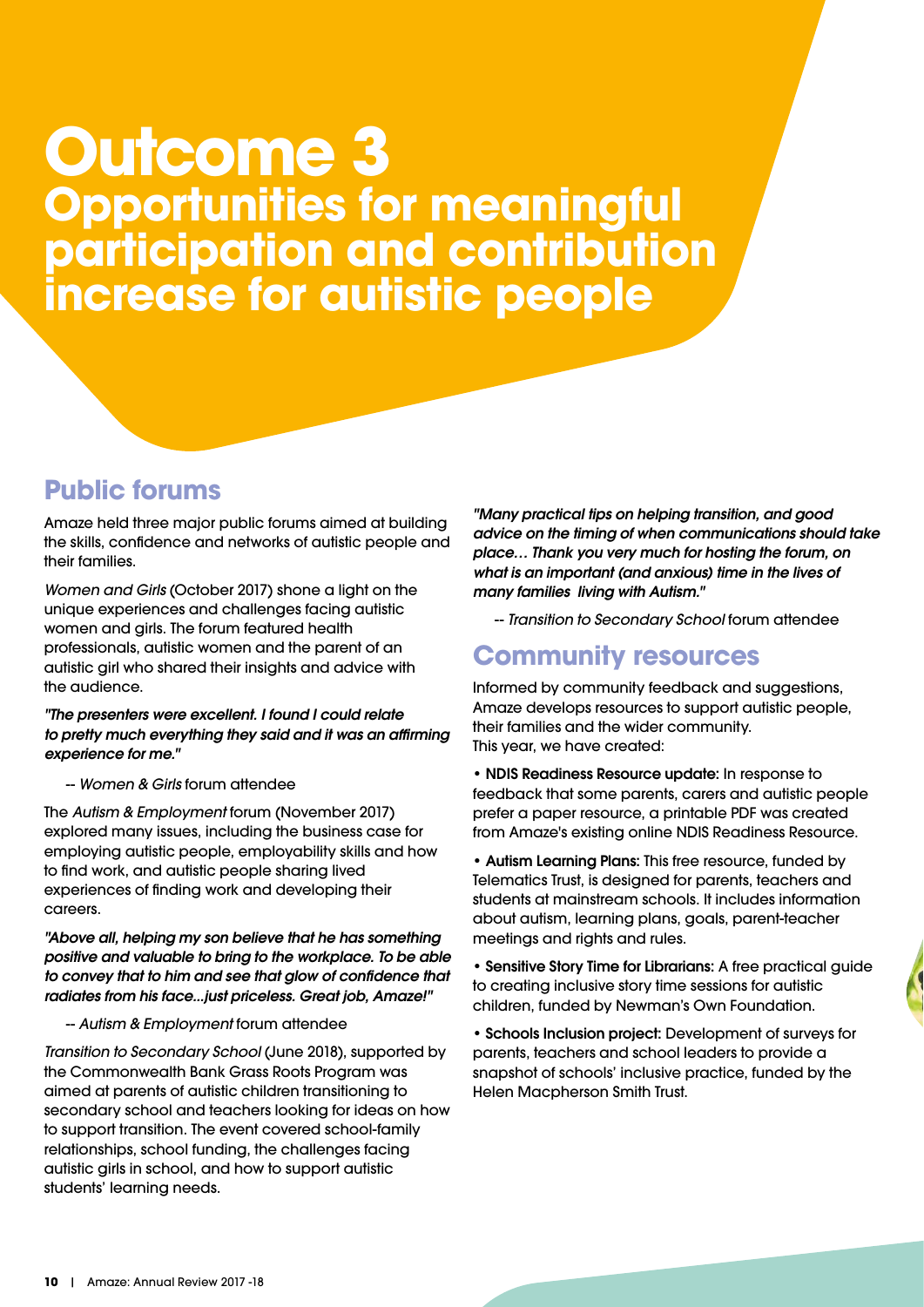# Outcome 3

## Opportunities for meaningful participation and contribution increase for autistic people

## Public forums

Amaze held three major public forums aimed at building the skills, confidence and networks of autistic people and their families.

*Women and Girls* (October 2017) shone a light on the unique experiences and challenges facing autistic women and girls. The forum featured health professionals, autistic women and the parent of an autistic girl who shared their insights and advice with the audience.

***"The presenters were excellent. I found I could relate to pretty much everything they said and it was an affirming experience for me."***

-- *Women & Girls* forum attendee

The *Autism & Employment* forum (November 2017) explored many issues, including the business case for employing autistic people, employability skills and how to find work, and autistic people sharing lived experiences of finding work and developing their careers.

***"Above all, helping my son believe that he has something positive and valuable to bring to the workplace. To be able to convey that to him and see that glow of confidence that radiates from his face...just priceless. Great job, Amaze!"***

-- *Autism & Employment* forum attendee

*Transition to Secondary School* (June 2018), supported by the Commonwealth Bank Grass Roots Program was aimed at parents of autistic children transitioning to secondary school and teachers looking for ideas on how to support transition. The event covered school-family relationships, school funding, the challenges facing autistic girls in school, and how to support autistic students' learning needs.

***"Many practical tips on helping transition, and good advice on the timing of when communications should take place… Thank you very much for hosting the forum, on what is an important (and anxious) time in the lives of many families living with Autism."***

-- *Transition to Secondary School* forum attendee

## Community resources

Informed by community feedback and suggestions, Amaze develops resources to support autistic people, their families and the wider community.
This year, we have created:

- **NDIS Readiness Resource update:** In response to feedback that some parents, carers and autistic people prefer a paper resource, a printable PDF was created from Amaze's existing online NDIS Readiness Resource.
- **Autism Learning Plans:** This free resource, funded by Telematics Trust, is designed for parents, teachers and students at mainstream schools. It includes information about autism, learning plans, goals, parent-teacher meetings and rights and rules.
- **Sensitive Story Time for Librarians:** A free practical guide to creating inclusive story time sessions for autistic children, funded by Newman's Own Foundation.
- **Schools Inclusion project:** Development of surveys for parents, teachers and school leaders to provide a snapshot of schools' inclusive practice, funded by the Helen Macpherson Smith Trust.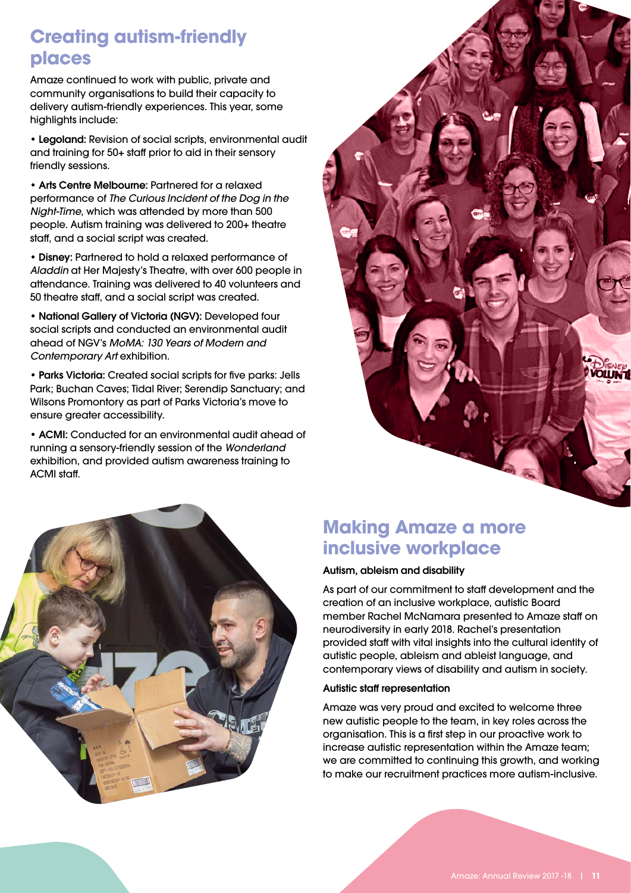## Creating autism-friendly places

Amaze continued to work with public, private and community organisations to build their capacity to delivery autism-friendly experiences. This year, some highlights include:

- **Legoland:** Revision of social scripts, environmental audit and training for 50+ staff prior to aid in their sensory friendly sessions.
- **Arts Centre Melbourne:** Partnered for a relaxed performance of *The Curious Incident of the Dog in the Night-Time*, which was attended by more than 500 people. Autism training was delivered to 200+ theatre staff, and a social script was created.
- **Disney:** Partnered to hold a relaxed performance of *Aladdin* at Her Majesty's Theatre, with over 600 people in attendance. Training was delivered to 40 volunteers and 50 theatre staff, and a social script was created.
- **National Gallery of Victoria (NGV):** Developed four social scripts and conducted an environmental audit ahead of NGV's *MoMA: 130 Years of Modern and Contemporary Art* exhibition.
- **Parks Victoria:** Created social scripts for five parks: Jells Park; Buchan Caves; Tidal River; Serendip Sanctuary; and Wilsons Promontory as part of Parks Victoria's move to ensure greater accessibility.
- **ACMI:** Conducted for an environmental audit ahead of running a sensory-friendly session of the *Wonderland* exhibition, and provided autism awareness training to ACMI staff.

## Making Amaze a more inclusive workplace

### Autism, ableism and disability

As part of our commitment to staff development and the creation of an inclusive workplace, autistic Board member Rachel McNamara presented to Amaze staff on neurodiversity in early 2018. Rachel's presentation provided staff with vital insights into the cultural identity of autistic people, ableism and ableist language, and contemporary views of disability and autism in society.

### Autistic staff representation

Amaze was very proud and excited to welcome three new autistic people to the team, in key roles across the organisation. This is a first step in our proactive work to increase autistic representation within the Amaze team; we are committed to continuing this growth, and working to make our recruitment practices more autism-inclusive.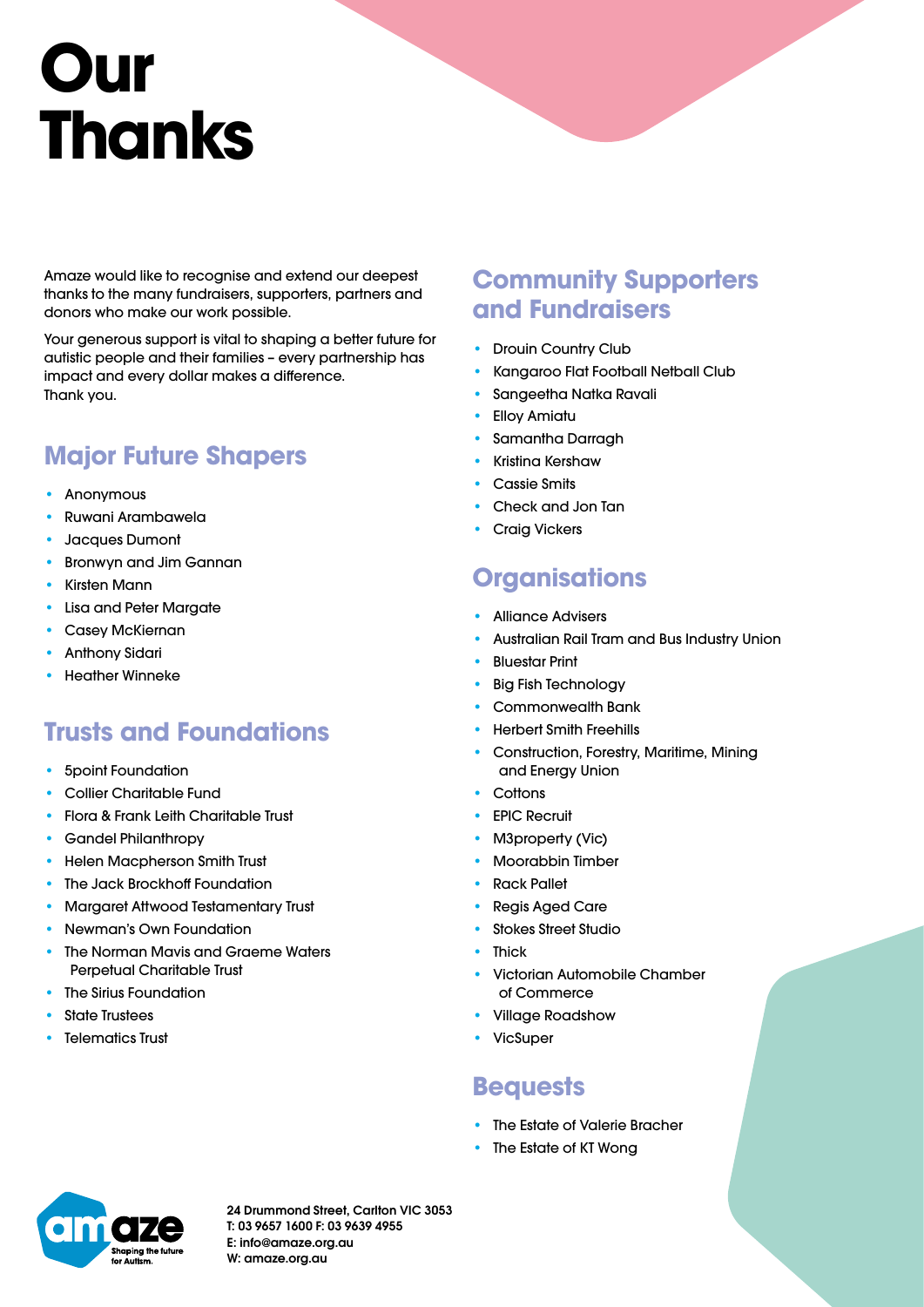# Our Thanks

Amaze would like to recognise and extend our deepest thanks to the many fundraisers, supporters, partners and donors who make our work possible.

Your generous support is vital to shaping a better future for autistic people and their families – every partnership has impact and every dollar makes a difference. Thank you.

## Major Future Shapers

- Anonymous
- Ruwani Arambawela
- Jacques Dumont
- Bronwyn and Jim Gannan
- Kirsten Mann
- Lisa and Peter Margate
- Casey McKiernan
- Anthony Sidari
- Heather Winneke

## Trusts and Foundations

- 5point Foundation
- Collier Charitable Fund
- Flora & Frank Leith Charitable Trust
- Gandel Philanthropy
- Helen Macpherson Smith Trust
- The Jack Brockhoff Foundation
- Margaret Attwood Testamentary Trust
- Newman's Own Foundation
- The Norman Mavis and Graeme Waters Perpetual Charitable Trust
- The Sirius Foundation
- State Trustees
- Telematics Trust

## Community Supporters and Fundraisers

- Drouin Country Club
- Kangaroo Flat Football Netball Club
- Sangeetha Natka Ravali
- Elloy Amiatu
- Samantha Darragh
- Kristina Kershaw
- Cassie Smits
- Check and Jon Tan
- Craig Vickers

## Organisations

- Alliance Advisers
- Australian Rail Tram and Bus Industry Union
- Bluestar Print
- Big Fish Technology
- Commonwealth Bank
- Herbert Smith Freehills
- Construction, Forestry, Maritime, Mining and Energy Union
- Cottons
- EPIC Recruit
- M3property (Vic)
- Moorabbin Timber
- Rack Pallet
- Regis Aged Care
- Stokes Street Studio
- Thick
- Victorian Automobile Chamber of Commerce
- Village Roadshow
- VicSuper

## Bequests

- The Estate of Valerie Bracher
- The Estate of KT Wong

amaze
Shaping the future for Autism.

24 Drummond Street, Carlton VIC 3053
T: 03 9657 1600 F: 03 9639 4955
E: info@amaze.org.au
W: amaze.org.au